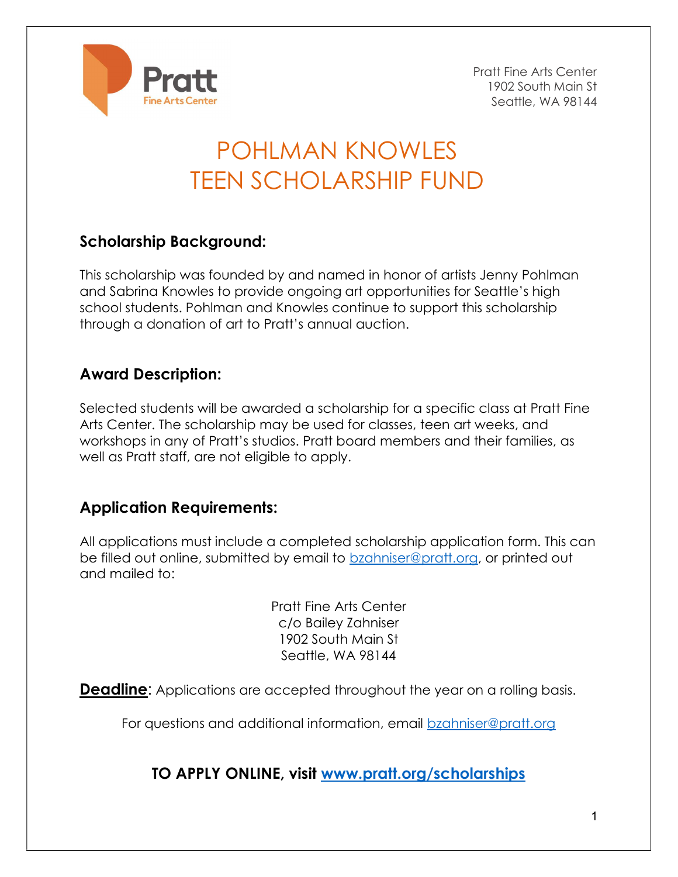Pratt Fine Arts Center
1902 South Main St
Seattle, WA 98144

# POHLMAN KNOWLES TEEN SCHOLARSHIP FUND

## Scholarship Background:

This scholarship was founded by and named in honor of artists Jenny Pohlman and Sabrina Knowles to provide ongoing art opportunities for Seattle's high school students. Pohlman and Knowles continue to support this scholarship through a donation of art to Pratt's annual auction.

## Award Description:

Selected students will be awarded a scholarship for a specific class at Pratt Fine Arts Center. The scholarship may be used for classes, teen art weeks, and workshops in any of Pratt's studios. Pratt board members and their families, as well as Pratt staff, are not eligible to apply.

## Application Requirements:

All applications must include a completed scholarship application form. This can be filled out online, submitted by email to bzahniser@pratt.org, or printed out and mailed to:

Pratt Fine Arts Center
c/o Bailey Zahniser
1902 South Main St
Seattle, WA 98144

**Deadline**: Applications are accepted throughout the year on a rolling basis.

For questions and additional information, email bzahniser@pratt.org

**TO APPLY ONLINE, visit www.pratt.org/scholarships**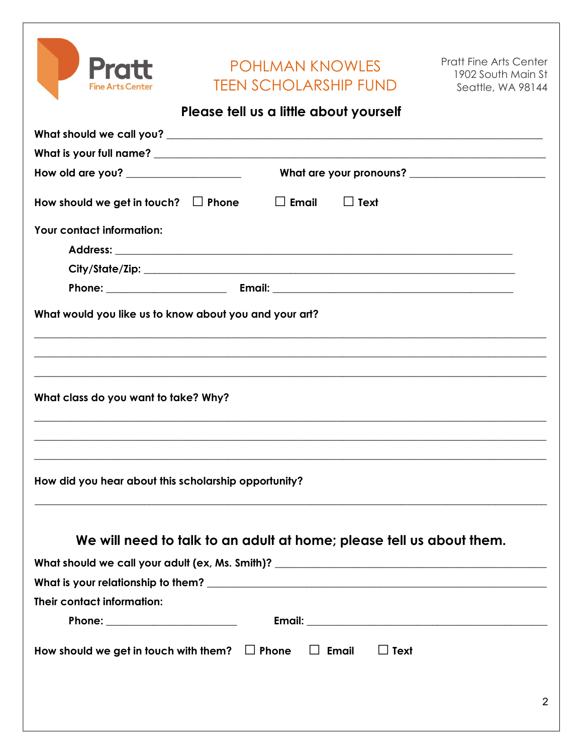Pratt
Fine Arts Center

# POHLMAN KNOWLES TEEN SCHOLARSHIP FUND

Pratt Fine Arts Center
1902 South Main St
Seattle, WA 98144

## Please tell us a little about yourself

**What should we call you?** ______________________________________________

**What is your full name?** ______________________________________________

**How old are you?** ____________________ **What are your pronouns?** ____________________

**How should we get in touch?** ☐ **Phone** ☐ **Email** ☐ **Text**

**Your contact information:**

**Address:** ______________________________________________

**City/State/Zip:** ______________________________________________

**Phone:** ____________________ **Email:** ______________________________

**What would you like us to know about you and your art?**

______________________________________________________________________

______________________________________________________________________

______________________________________________________________________

**What class do you want to take? Why?**

______________________________________________________________________

______________________________________________________________________

______________________________________________________________________

**How did you hear about this scholarship opportunity?**

______________________________________________________________________

## We will need to talk to an adult at home; please tell us about them.

**What should we call your adult (ex, Ms. Smith)?** ______________________________

**What is your relationship to them?** ______________________________________

**Their contact information:**

**Phone:** ____________________ **Email:** ______________________________

**How should we get in touch with them?** ☐ **Phone** ☐ **Email** ☐ **Text**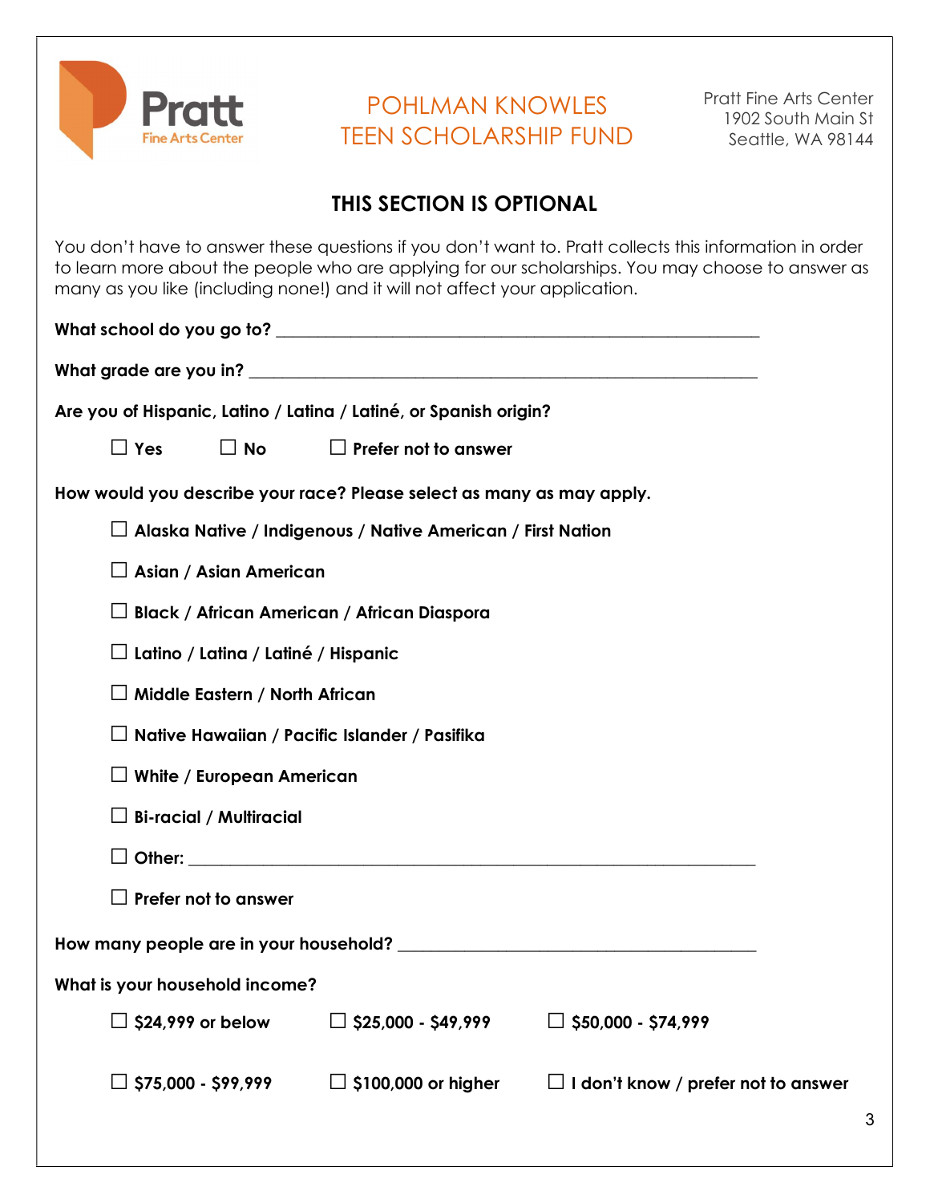Pratt
Fine Arts Center

POHLMAN KNOWLES
TEEN SCHOLARSHIP FUND

Pratt Fine Arts Center
1902 South Main St
Seattle, WA 98144

## THIS SECTION IS OPTIONAL

You don't have to answer these questions if you don't want to. Pratt collects this information in order to learn more about the people who are applying for our scholarships. You may choose to answer as many as you like (including none!) and it will not affect your application.

**What school do you go to?** ___________________________________________________________

**What grade are you in?** ______________________________________________________________

**Are you of Hispanic, Latino / Latina / Latiné, or Spanish origin?**

☐ **Yes** ☐ **No** ☐ **Prefer not to answer**

**How would you describe your race? Please select as many as may apply.**

☐ **Alaska Native / Indigenous / Native American / First Nation**

☐ **Asian / Asian American**

☐ **Black / African American / African Diaspora**

☐ **Latino / Latina / Latiné / Hispanic**

☐ **Middle Eastern / North African**

☐ **Native Hawaiian / Pacific Islander / Pasifika**

☐ **White / European American**

☐ **Bi-racial / Multiracial**

☐ **Other:** ___________________________________________________________________

☐ **Prefer not to answer**

**How many people are in your household?** ____________________________________________

**What is your household income?**

☐ **$24,999 or below** ☐ **$25,000 - $49,999** ☐ **$50,000 - $74,999**

☐ **$75,000 - $99,999** ☐ **$100,000 or higher** ☐ **I don't know / prefer not to answer**